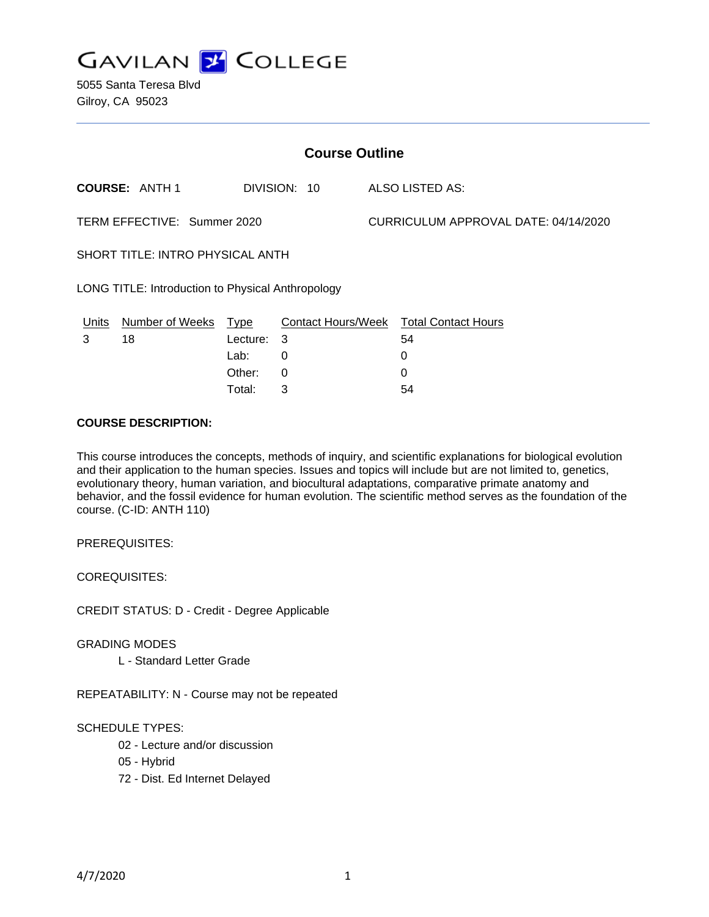# GAVILAN COLLEGE

5055 Santa Teresa Blvd
Gilroy, CA 95023

## Course Outline

**COURSE:** ANTH 1 DIVISION: 10 ALSO LISTED AS:

TERM EFFECTIVE: Summer 2020 CURRICULUM APPROVAL DATE: 04/14/2020

SHORT TITLE: INTRO PHYSICAL ANTH

LONG TITLE: Introduction to Physical Anthropology

| Units | Number of Weeks | Type | Contact Hours/Week | Total Contact Hours |
|---|---|---|---|---|
| 3 | 18 | Lecture: | 3 | 54 |
| | | Lab: | 0 | 0 |
| | | Other: | 0 | 0 |
| | | Total: | 3 | 54 |

**COURSE DESCRIPTION:**

This course introduces the concepts, methods of inquiry, and scientific explanations for biological evolution and their application to the human species. Issues and topics will include but are not limited to, genetics, evolutionary theory, human variation, and biocultural adaptations, comparative primate anatomy and behavior, and the fossil evidence for human evolution. The scientific method serves as the foundation of the course. (C-ID: ANTH 110)

PREREQUISITES:

COREQUISITES:

CREDIT STATUS: D - Credit - Degree Applicable

GRADING MODES

- L - Standard Letter Grade

REPEATABILITY: N - Course may not be repeated

SCHEDULE TYPES:

- 02 - Lecture and/or discussion
- 05 - Hybrid
- 72 - Dist. Ed Internet Delayed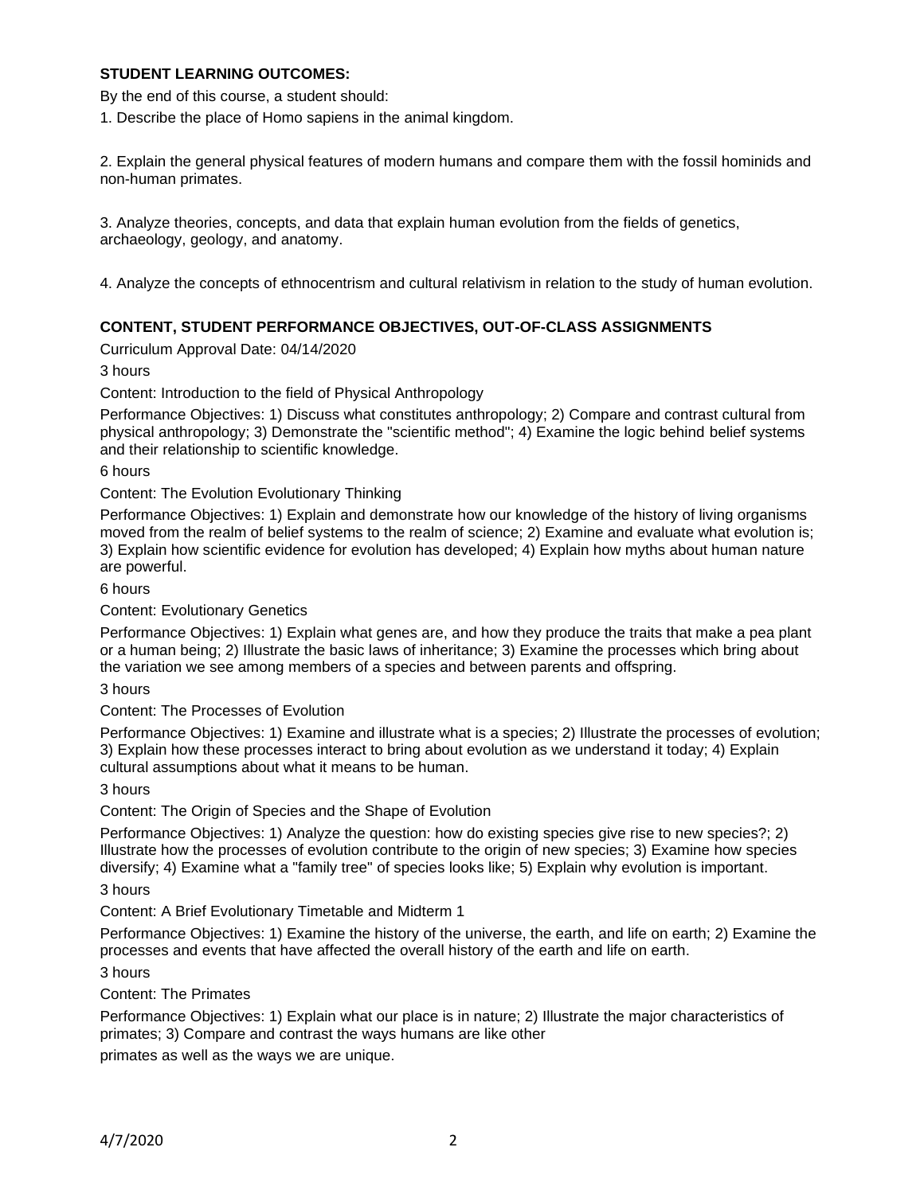**STUDENT LEARNING OUTCOMES:**

By the end of this course, a student should:

1. Describe the place of Homo sapiens in the animal kingdom.

2. Explain the general physical features of modern humans and compare them with the fossil hominids and non-human primates.

3. Analyze theories, concepts, and data that explain human evolution from the fields of genetics, archaeology, geology, and anatomy.

4. Analyze the concepts of ethnocentrism and cultural relativism in relation to the study of human evolution.

**CONTENT, STUDENT PERFORMANCE OBJECTIVES, OUT-OF-CLASS ASSIGNMENTS**

Curriculum Approval Date: 04/14/2020

3 hours

Content: Introduction to the field of Physical Anthropology

Performance Objectives: 1) Discuss what constitutes anthropology; 2) Compare and contrast cultural from physical anthropology; 3) Demonstrate the "scientific method"; 4) Examine the logic behind belief systems and their relationship to scientific knowledge.

6 hours

Content: The Evolution Evolutionary Thinking

Performance Objectives: 1) Explain and demonstrate how our knowledge of the history of living organisms moved from the realm of belief systems to the realm of science; 2) Examine and evaluate what evolution is; 3) Explain how scientific evidence for evolution has developed; 4) Explain how myths about human nature are powerful.

6 hours

Content: Evolutionary Genetics

Performance Objectives: 1) Explain what genes are, and how they produce the traits that make a pea plant or a human being; 2) Illustrate the basic laws of inheritance; 3) Examine the processes which bring about the variation we see among members of a species and between parents and offspring.

3 hours

Content: The Processes of Evolution

Performance Objectives: 1) Examine and illustrate what is a species; 2) Illustrate the processes of evolution; 3) Explain how these processes interact to bring about evolution as we understand it today; 4) Explain cultural assumptions about what it means to be human.

3 hours

Content: The Origin of Species and the Shape of Evolution

Performance Objectives: 1) Analyze the question: how do existing species give rise to new species?; 2) Illustrate how the processes of evolution contribute to the origin of new species; 3) Examine how species diversify; 4) Examine what a "family tree" of species looks like; 5) Explain why evolution is important.

3 hours

Content: A Brief Evolutionary Timetable and Midterm 1

Performance Objectives: 1) Examine the history of the universe, the earth, and life on earth; 2) Examine the processes and events that have affected the overall history of the earth and life on earth.

3 hours

Content: The Primates

Performance Objectives: 1) Explain what our place is in nature; 2) Illustrate the major characteristics of primates; 3) Compare and contrast the ways humans are like other primates as well as the ways we are unique.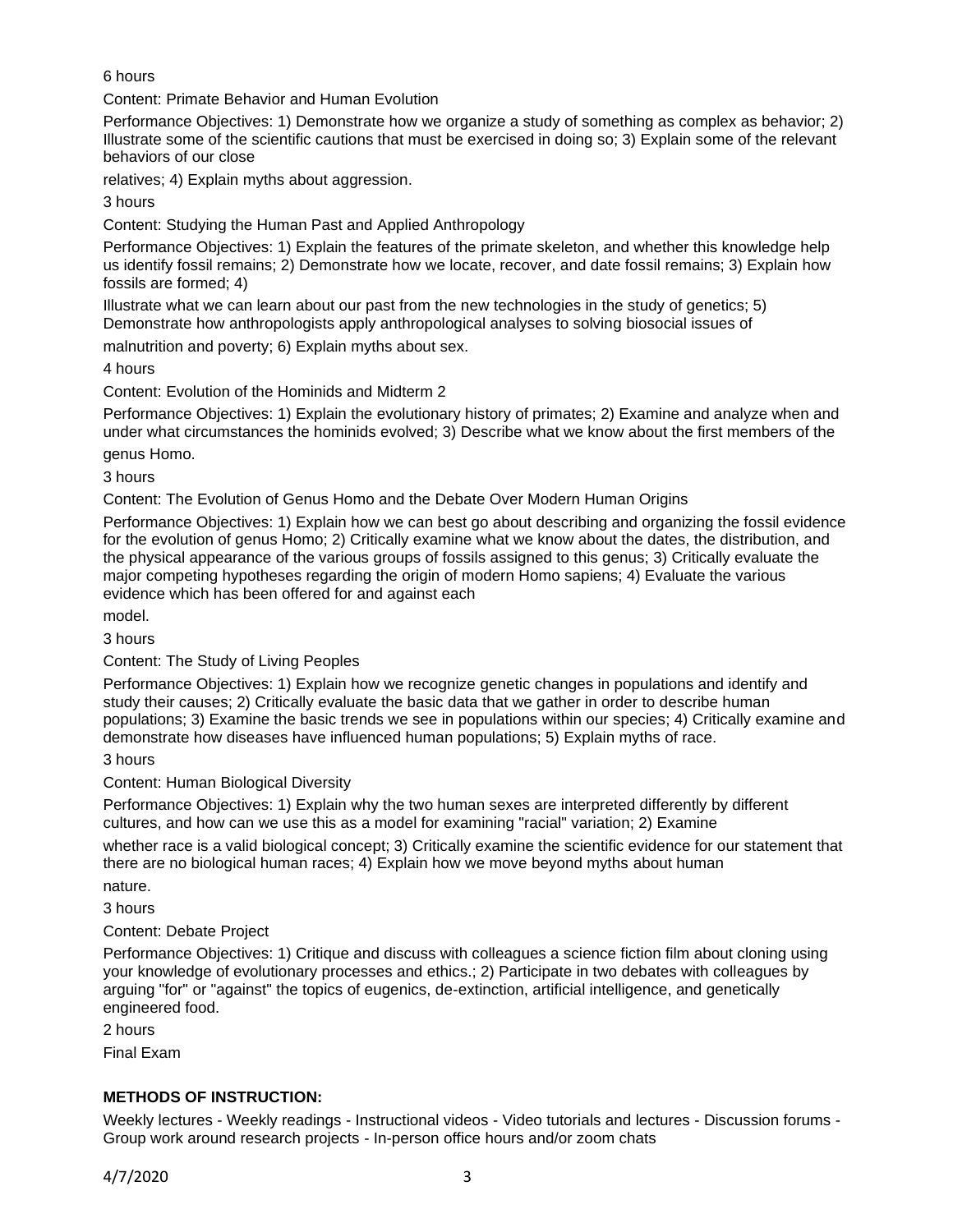6 hours

Content: Primate Behavior and Human Evolution

Performance Objectives: 1) Demonstrate how we organize a study of something as complex as behavior; 2) Illustrate some of the scientific cautions that must be exercised in doing so; 3) Explain some of the relevant behaviors of our close relatives; 4) Explain myths about aggression.

3 hours

Content: Studying the Human Past and Applied Anthropology

Performance Objectives: 1) Explain the features of the primate skeleton, and whether this knowledge help us identify fossil remains; 2) Demonstrate how we locate, recover, and date fossil remains; 3) Explain how fossils are formed; 4) Illustrate what we can learn about our past from the new technologies in the study of genetics; 5) Demonstrate how anthropologists apply anthropological analyses to solving biosocial issues of malnutrition and poverty; 6) Explain myths about sex.

4 hours

Content: Evolution of the Hominids and Midterm 2

Performance Objectives: 1) Explain the evolutionary history of primates; 2) Examine and analyze when and under what circumstances the hominids evolved; 3) Describe what we know about the first members of the genus Homo.

3 hours

Content: The Evolution of Genus Homo and the Debate Over Modern Human Origins

Performance Objectives: 1) Explain how we can best go about describing and organizing the fossil evidence for the evolution of genus Homo; 2) Critically examine what we know about the dates, the distribution, and the physical appearance of the various groups of fossils assigned to this genus; 3) Critically evaluate the major competing hypotheses regarding the origin of modern Homo sapiens; 4) Evaluate the various evidence which has been offered for and against each model.

3 hours

Content: The Study of Living Peoples

Performance Objectives: 1) Explain how we recognize genetic changes in populations and identify and study their causes; 2) Critically evaluate the basic data that we gather in order to describe human populations; 3) Examine the basic trends we see in populations within our species; 4) Critically examine and demonstrate how diseases have influenced human populations; 5) Explain myths of race.

3 hours

Content: Human Biological Diversity

Performance Objectives: 1) Explain why the two human sexes are interpreted differently by different cultures, and how can we use this as a model for examining "racial" variation; 2) Examine whether race is a valid biological concept; 3) Critically examine the scientific evidence for our statement that there are no biological human races; 4) Explain how we move beyond myths about human nature.

3 hours

Content: Debate Project

Performance Objectives: 1) Critique and discuss with colleagues a science fiction film about cloning using your knowledge of evolutionary processes and ethics.; 2) Participate in two debates with colleagues by arguing "for" or "against" the topics of eugenics, de-extinction, artificial intelligence, and genetically engineered food.

2 hours

Final Exam

## METHODS OF INSTRUCTION:

Weekly lectures - Weekly readings - Instructional videos - Video tutorials and lectures - Discussion forums - Group work around research projects - In-person office hours and/or zoom chats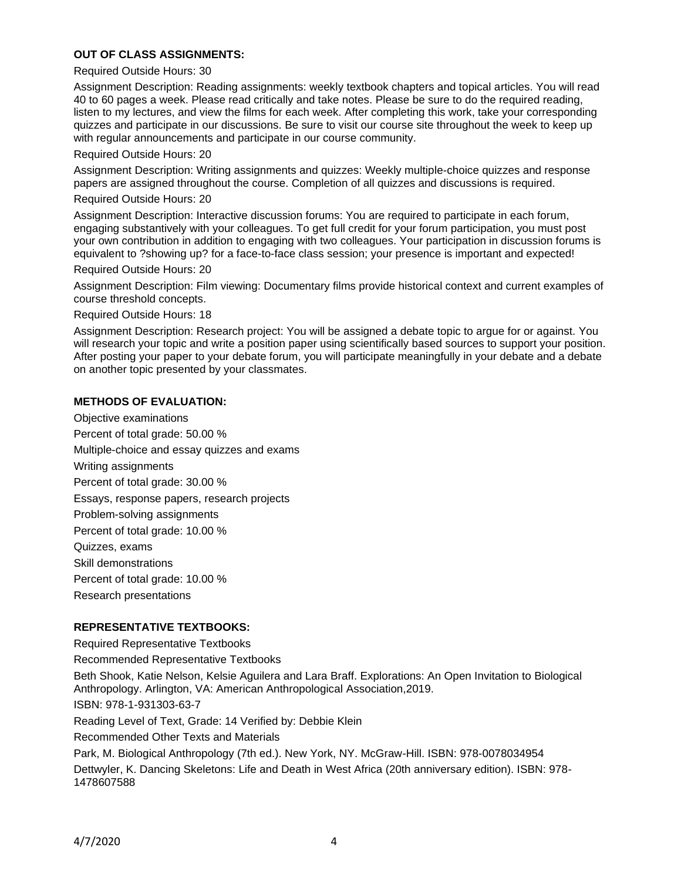**OUT OF CLASS ASSIGNMENTS:**

Required Outside Hours: 30

Assignment Description: Reading assignments: weekly textbook chapters and topical articles. You will read 40 to 60 pages a week. Please read critically and take notes. Please be sure to do the required reading, listen to my lectures, and view the films for each week. After completing this work, take your corresponding quizzes and participate in our discussions. Be sure to visit our course site throughout the week to keep up with regular announcements and participate in our course community.

Required Outside Hours: 20

Assignment Description: Writing assignments and quizzes: Weekly multiple-choice quizzes and response papers are assigned throughout the course. Completion of all quizzes and discussions is required.

Required Outside Hours: 20

Assignment Description: Interactive discussion forums: You are required to participate in each forum, engaging substantively with your colleagues. To get full credit for your forum participation, you must post your own contribution in addition to engaging with two colleagues. Your participation in discussion forums is equivalent to ?showing up? for a face-to-face class session; your presence is important and expected!

Required Outside Hours: 20

Assignment Description: Film viewing: Documentary films provide historical context and current examples of course threshold concepts.

Required Outside Hours: 18

Assignment Description: Research project: You will be assigned a debate topic to argue for or against. You will research your topic and write a position paper using scientifically based sources to support your position. After posting your paper to your debate forum, you will participate meaningfully in your debate and a debate on another topic presented by your classmates.

**METHODS OF EVALUATION:**

Objective examinations

Percent of total grade: 50.00 %

Multiple-choice and essay quizzes and exams

Writing assignments

Percent of total grade: 30.00 %

Essays, response papers, research projects

Problem-solving assignments

Percent of total grade: 10.00 %

Quizzes, exams

Skill demonstrations

Percent of total grade: 10.00 %

Research presentations

**REPRESENTATIVE TEXTBOOKS:**

Required Representative Textbooks

Recommended Representative Textbooks

Beth Shook, Katie Nelson, Kelsie Aguilera and Lara Braff. Explorations: An Open Invitation to Biological Anthropology. Arlington, VA: American Anthropological Association,2019.

ISBN: 978-1-931303-63-7

Reading Level of Text, Grade: 14 Verified by: Debbie Klein

Recommended Other Texts and Materials

Park, M. Biological Anthropology (7th ed.). New York, NY. McGraw-Hill. ISBN: 978-0078034954

Dettwyler, K. Dancing Skeletons: Life and Death in West Africa (20th anniversary edition). ISBN: 978-1478607588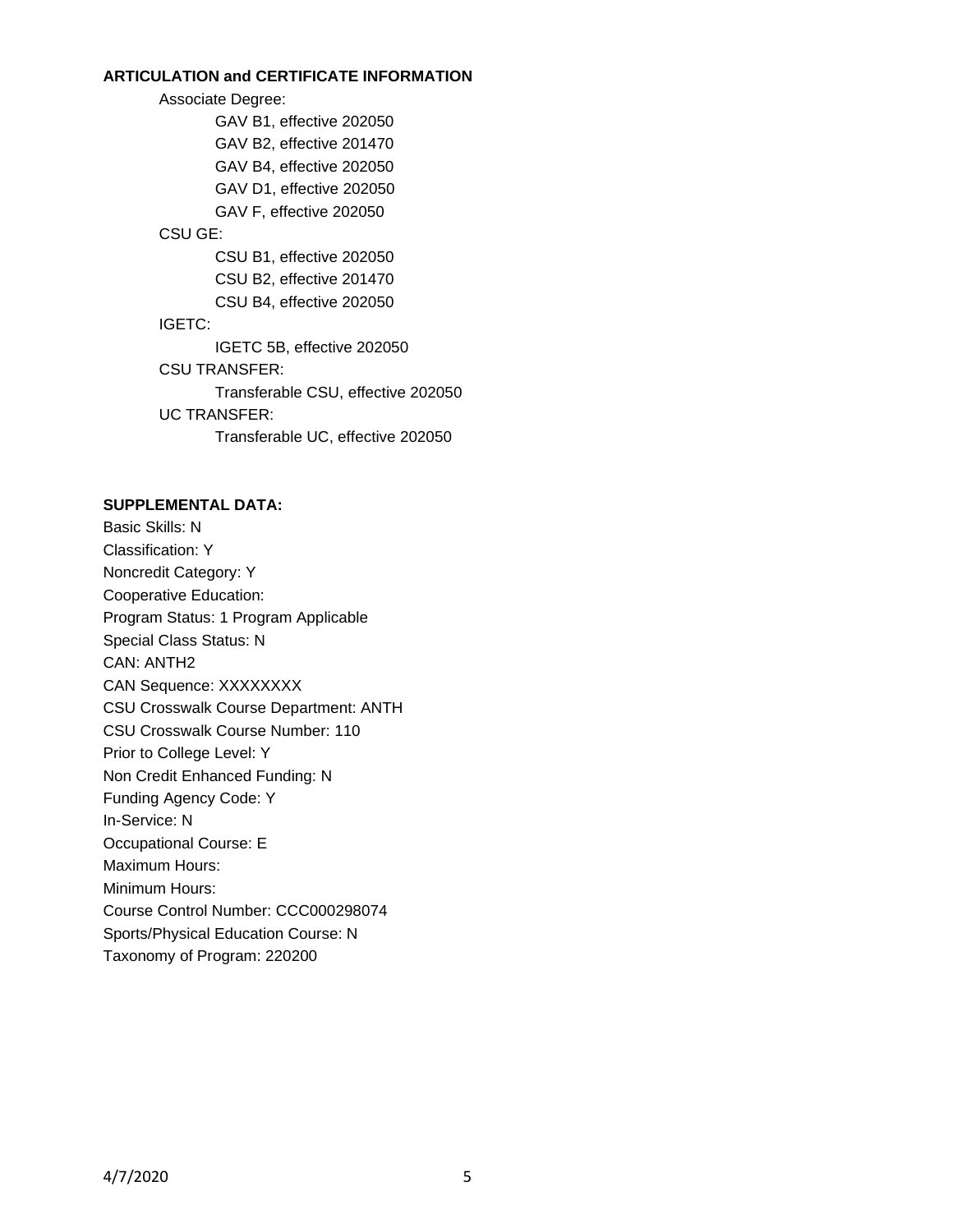**ARTICULATION and CERTIFICATE INFORMATION**

Associate Degree:
- GAV B1, effective 202050
- GAV B2, effective 201470
- GAV B4, effective 202050
- GAV D1, effective 202050
- GAV F, effective 202050

CSU GE:
- CSU B1, effective 202050
- CSU B2, effective 201470
- CSU B4, effective 202050

IGETC:
- IGETC 5B, effective 202050

CSU TRANSFER:
- Transferable CSU, effective 202050

UC TRANSFER:
- Transferable UC, effective 202050

**SUPPLEMENTAL DATA:**

Basic Skills: N
Classification: Y
Noncredit Category: Y
Cooperative Education:
Program Status: 1 Program Applicable
Special Class Status: N
CAN: ANTH2
CAN Sequence: XXXXXXXX
CSU Crosswalk Course Department: ANTH
CSU Crosswalk Course Number: 110
Prior to College Level: Y
Non Credit Enhanced Funding: N
Funding Agency Code: Y
In-Service: N
Occupational Course: E
Maximum Hours:
Minimum Hours:
Course Control Number: CCC000298074
Sports/Physical Education Course: N
Taxonomy of Program: 220200